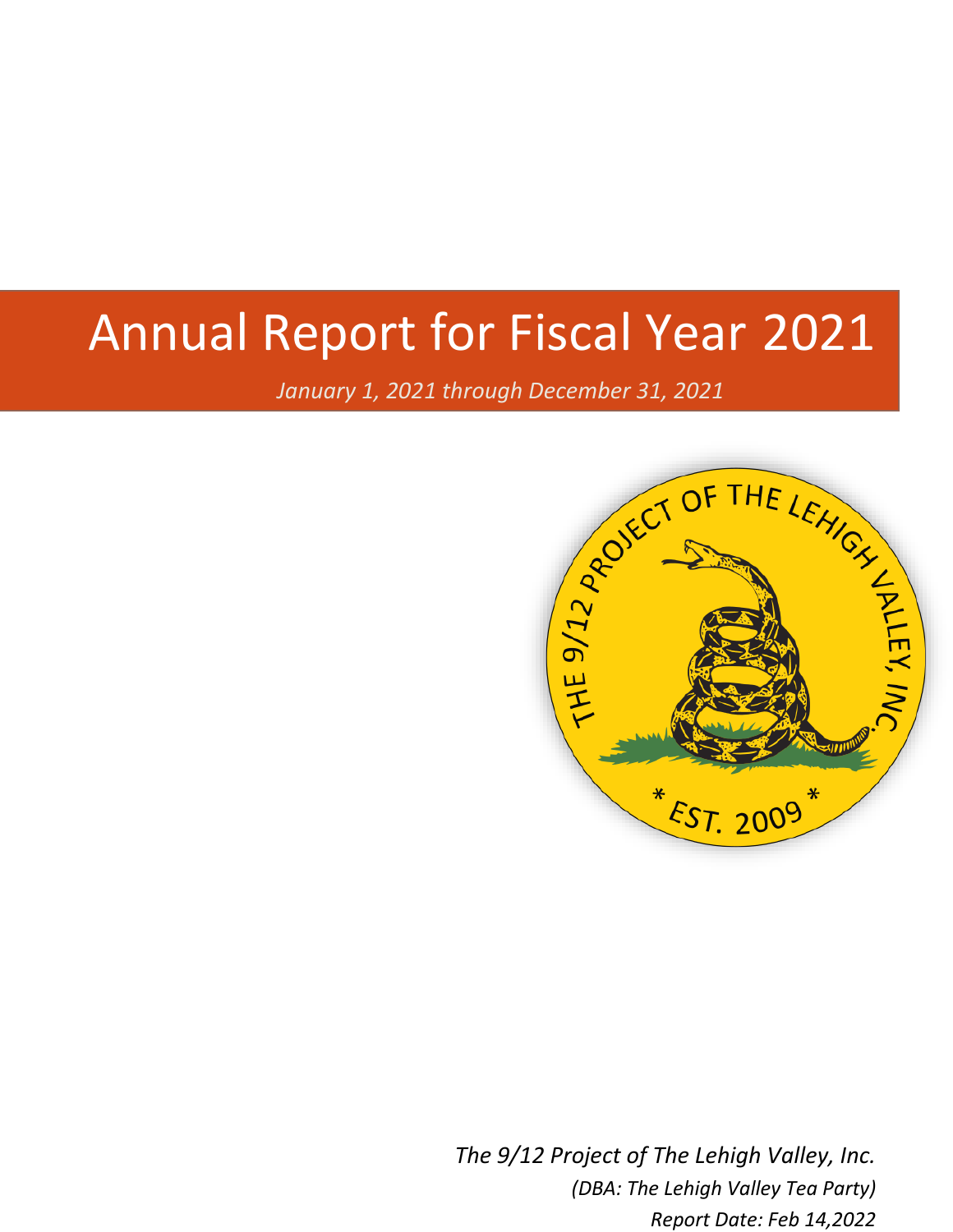# Annual Report for Fiscal Year 2021

*January 1, 2021 through December 31, 2021*

*The 9/12 Project of The Lehigh Valley, Inc.*

*(DBA: The Lehigh Valley Tea Party)*

*Report Date: Feb 14,2022*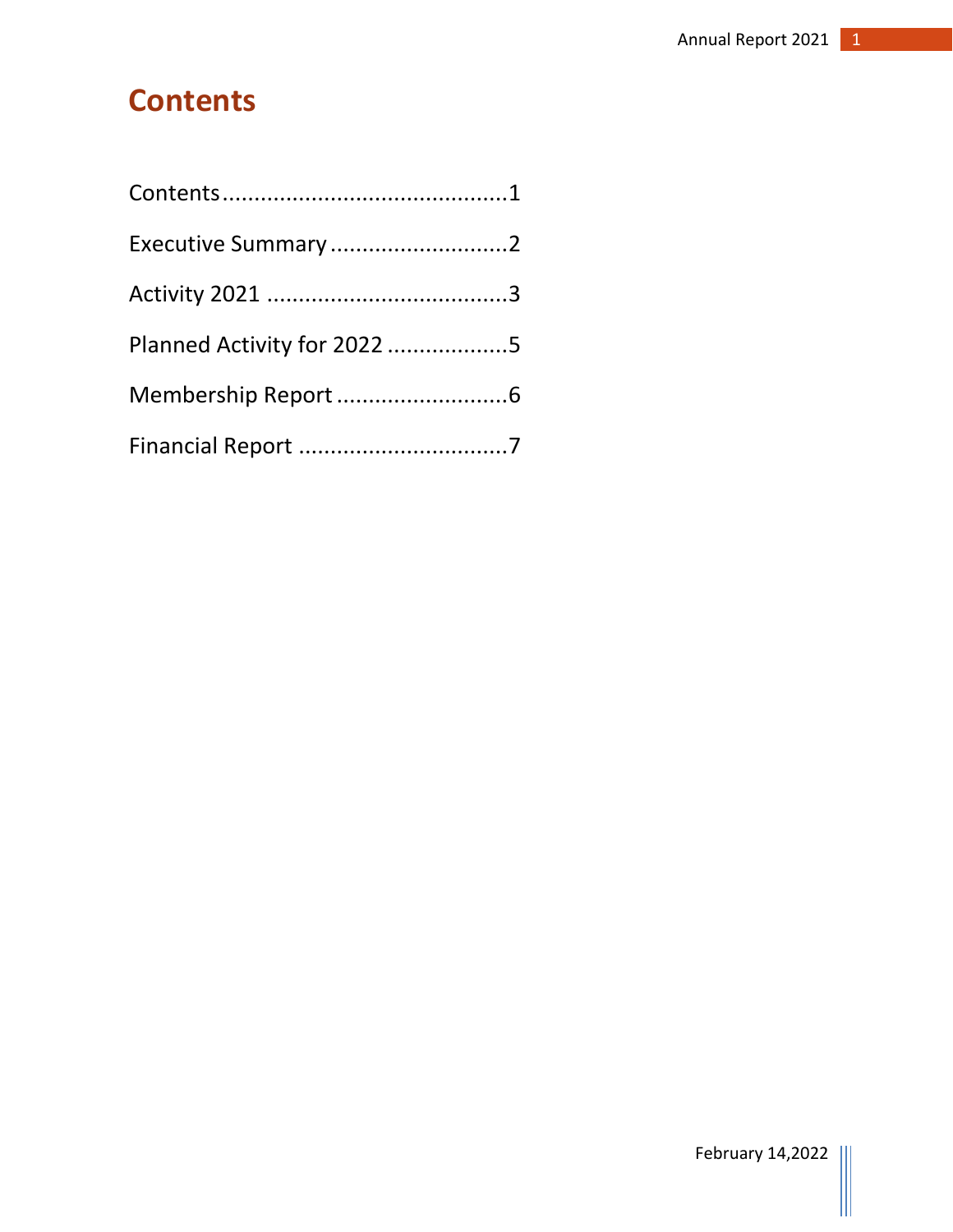# Contents

Contents............................................1

Executive Summary...........................2

Activity 2021 .....................................3

Planned Activity for 2022 ..................5

Membership Report..........................6

Financial Report ................................7

February 14,2022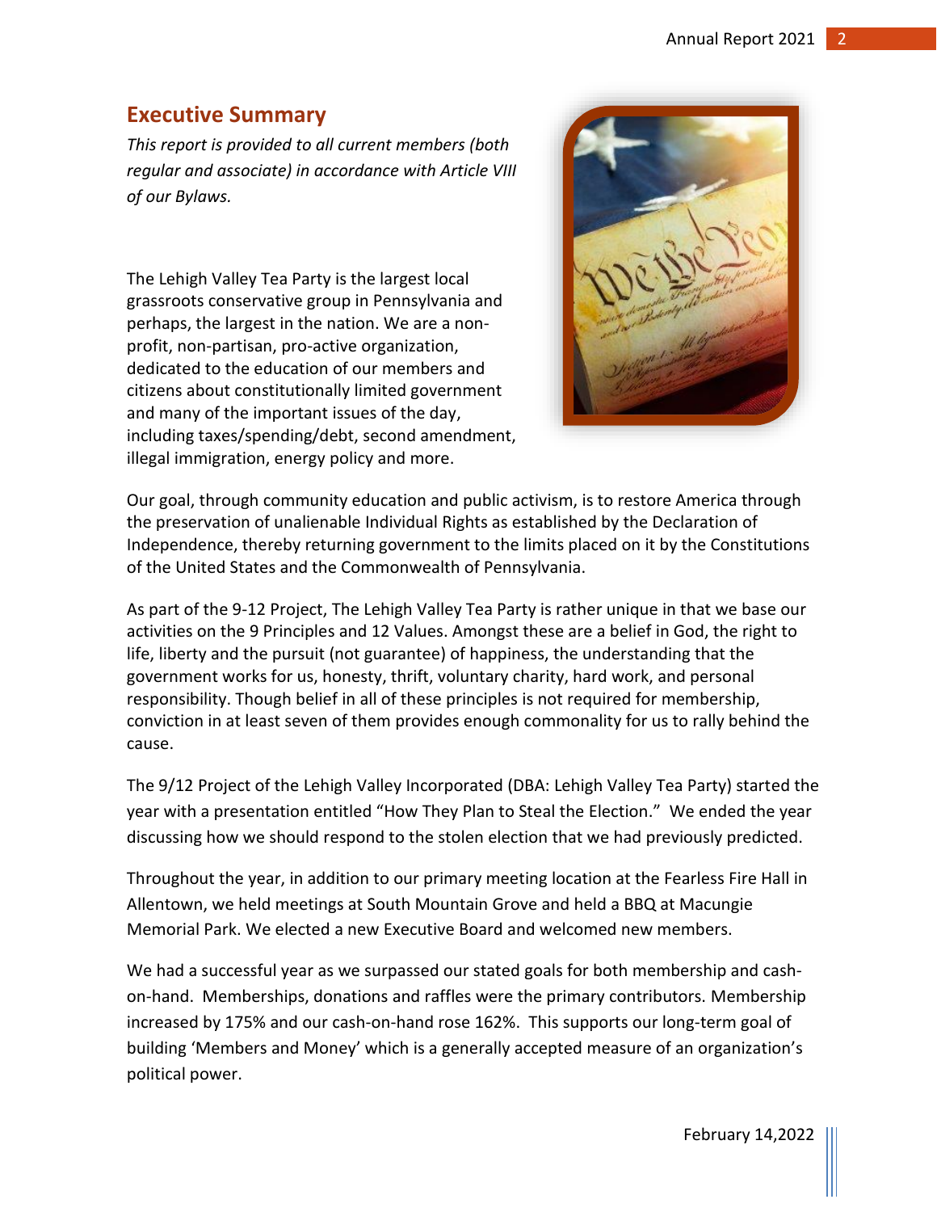## Executive Summary

*This report is provided to all current members (both regular and associate) in accordance with Article VIII of our Bylaws.*

The Lehigh Valley Tea Party is the largest local grassroots conservative group in Pennsylvania and perhaps, the largest in the nation. We are a non-profit, non-partisan, pro-active organization, dedicated to the education of our members and citizens about constitutionally limited government and many of the important issues of the day, including taxes/spending/debt, second amendment, illegal immigration, energy policy and more.

Our goal, through community education and public activism, is to restore America through the preservation of unalienable Individual Rights as established by the Declaration of Independence, thereby returning government to the limits placed on it by the Constitutions of the United States and the Commonwealth of Pennsylvania.

As part of the 9-12 Project, The Lehigh Valley Tea Party is rather unique in that we base our activities on the 9 Principles and 12 Values. Amongst these are a belief in God, the right to life, liberty and the pursuit (not guarantee) of happiness, the understanding that the government works for us, honesty, thrift, voluntary charity, hard work, and personal responsibility. Though belief in all of these principles is not required for membership, conviction in at least seven of them provides enough commonality for us to rally behind the cause.

The 9/12 Project of the Lehigh Valley Incorporated (DBA: Lehigh Valley Tea Party) started the year with a presentation entitled "How They Plan to Steal the Election." We ended the year discussing how we should respond to the stolen election that we had previously predicted.

Throughout the year, in addition to our primary meeting location at the Fearless Fire Hall in Allentown, we held meetings at South Mountain Grove and held a BBQ at Macungie Memorial Park. We elected a new Executive Board and welcomed new members.

We had a successful year as we surpassed our stated goals for both membership and cash-on-hand. Memberships, donations and raffles were the primary contributors. Membership increased by 175% and our cash-on-hand rose 162%. This supports our long-term goal of building 'Members and Money' which is a generally accepted measure of an organization's political power.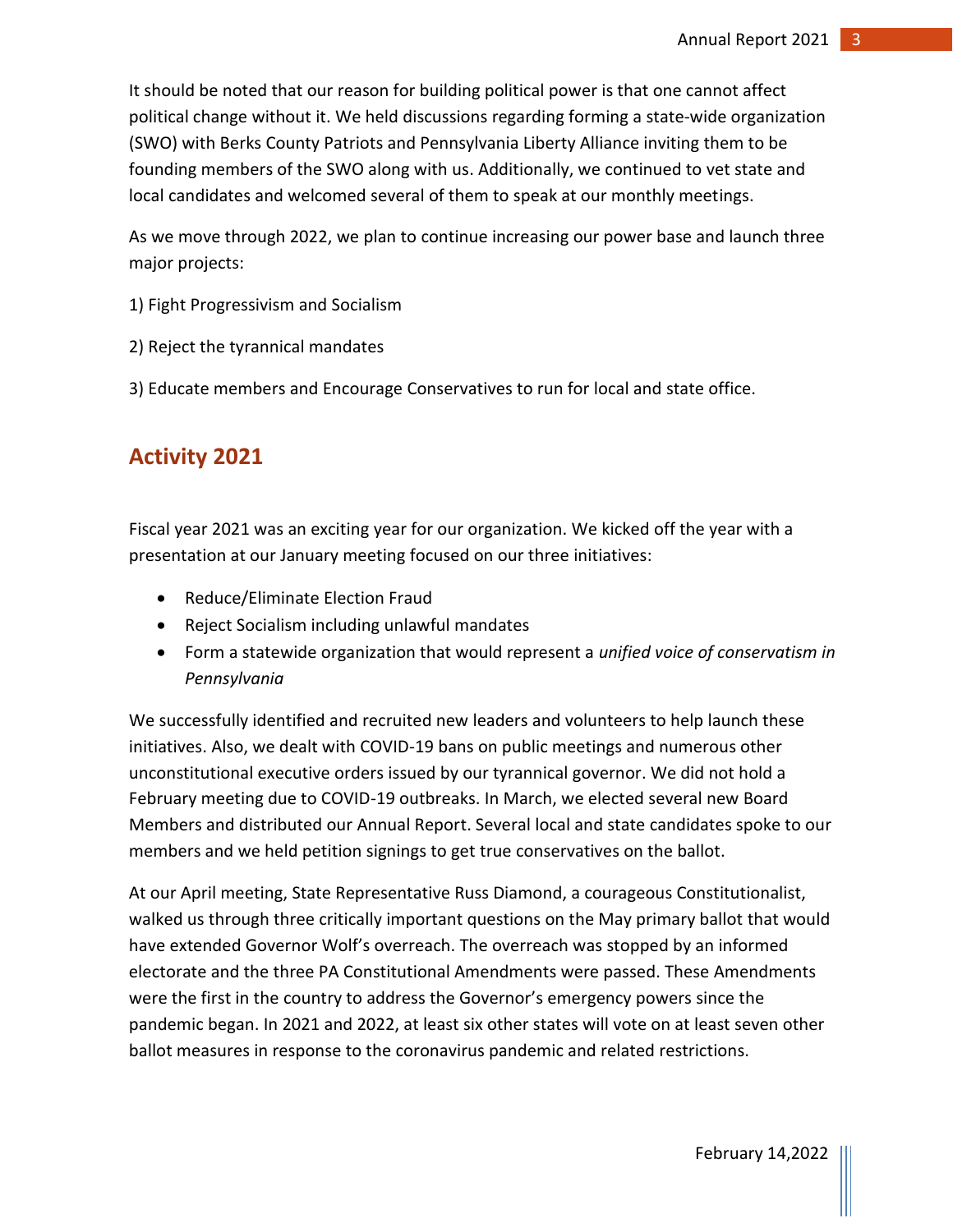It should be noted that our reason for building political power is that one cannot affect political change without it. We held discussions regarding forming a state-wide organization (SWO) with Berks County Patriots and Pennsylvania Liberty Alliance inviting them to be founding members of the SWO along with us. Additionally, we continued to vet state and local candidates and welcomed several of them to speak at our monthly meetings.

As we move through 2022, we plan to continue increasing our power base and launch three major projects:

1) Fight Progressivism and Socialism

2) Reject the tyrannical mandates

3) Educate members and Encourage Conservatives to run for local and state office.

## Activity 2021

Fiscal year 2021 was an exciting year for our organization. We kicked off the year with a presentation at our January meeting focused on our three initiatives:

- Reduce/Eliminate Election Fraud
- Reject Socialism including unlawful mandates
- Form a statewide organization that would represent a *unified voice of conservatism in Pennsylvania*

We successfully identified and recruited new leaders and volunteers to help launch these initiatives. Also, we dealt with COVID-19 bans on public meetings and numerous other unconstitutional executive orders issued by our tyrannical governor. We did not hold a February meeting due to COVID-19 outbreaks. In March, we elected several new Board Members and distributed our Annual Report. Several local and state candidates spoke to our members and we held petition signings to get true conservatives on the ballot.

At our April meeting, State Representative Russ Diamond, a courageous Constitutionalist, walked us through three critically important questions on the May primary ballot that would have extended Governor Wolf's overreach. The overreach was stopped by an informed electorate and the three PA Constitutional Amendments were passed. These Amendments were the first in the country to address the Governor's emergency powers since the pandemic began. In 2021 and 2022, at least six other states will vote on at least seven other ballot measures in response to the coronavirus pandemic and related restrictions.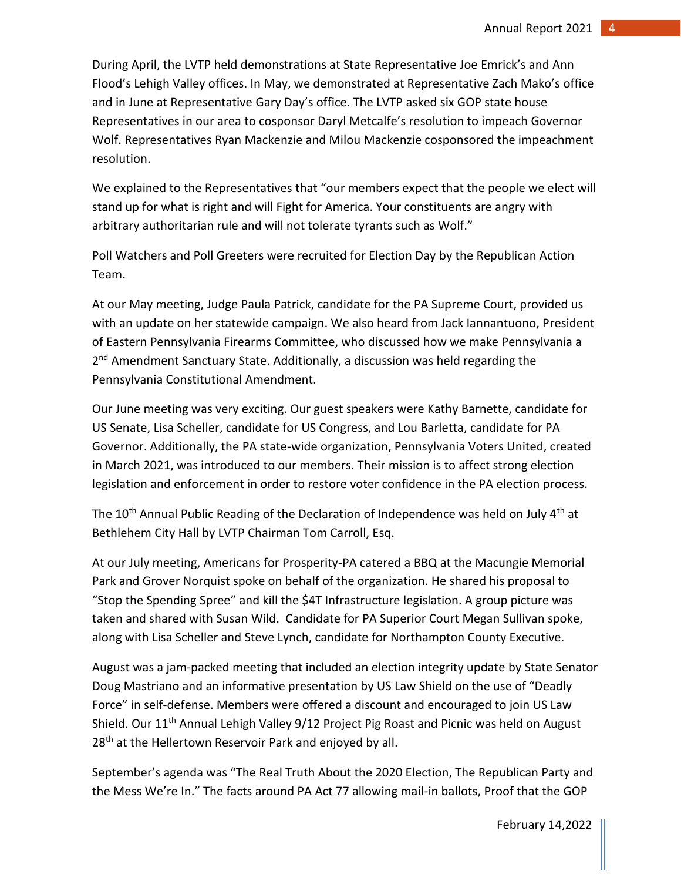During April, the LVTP held demonstrations at State Representative Joe Emrick's and Ann Flood's Lehigh Valley offices. In May, we demonstrated at Representative Zach Mako's office and in June at Representative Gary Day's office. The LVTP asked six GOP state house Representatives in our area to cosponsor Daryl Metcalfe's resolution to impeach Governor Wolf. Representatives Ryan Mackenzie and Milou Mackenzie cosponsored the impeachment resolution.

We explained to the Representatives that "our members expect that the people we elect will stand up for what is right and will Fight for America. Your constituents are angry with arbitrary authoritarian rule and will not tolerate tyrants such as Wolf."

Poll Watchers and Poll Greeters were recruited for Election Day by the Republican Action Team.

At our May meeting, Judge Paula Patrick, candidate for the PA Supreme Court, provided us with an update on her statewide campaign. We also heard from Jack Iannantuono, President of Eastern Pennsylvania Firearms Committee, who discussed how we make Pennsylvania a 2nd Amendment Sanctuary State. Additionally, a discussion was held regarding the Pennsylvania Constitutional Amendment.

Our June meeting was very exciting. Our guest speakers were Kathy Barnette, candidate for US Senate, Lisa Scheller, candidate for US Congress, and Lou Barletta, candidate for PA Governor. Additionally, the PA state-wide organization, Pennsylvania Voters United, created in March 2021, was introduced to our members. Their mission is to affect strong election legislation and enforcement in order to restore voter confidence in the PA election process.

The 10th Annual Public Reading of the Declaration of Independence was held on July 4th at Bethlehem City Hall by LVTP Chairman Tom Carroll, Esq.

At our July meeting, Americans for Prosperity-PA catered a BBQ at the Macungie Memorial Park and Grover Norquist spoke on behalf of the organization. He shared his proposal to "Stop the Spending Spree" and kill the $4T Infrastructure legislation. A group picture was taken and shared with Susan Wild. Candidate for PA Superior Court Megan Sullivan spoke, along with Lisa Scheller and Steve Lynch, candidate for Northampton County Executive.

August was a jam-packed meeting that included an election integrity update by State Senator Doug Mastriano and an informative presentation by US Law Shield on the use of "Deadly Force" in self-defense. Members were offered a discount and encouraged to join US Law Shield. Our 11th Annual Lehigh Valley 9/12 Project Pig Roast and Picnic was held on August 28th at the Hellertown Reservoir Park and enjoyed by all.

September's agenda was "The Real Truth About the 2020 Election, The Republican Party and the Mess We're In." The facts around PA Act 77 allowing mail-in ballots, Proof that the GOP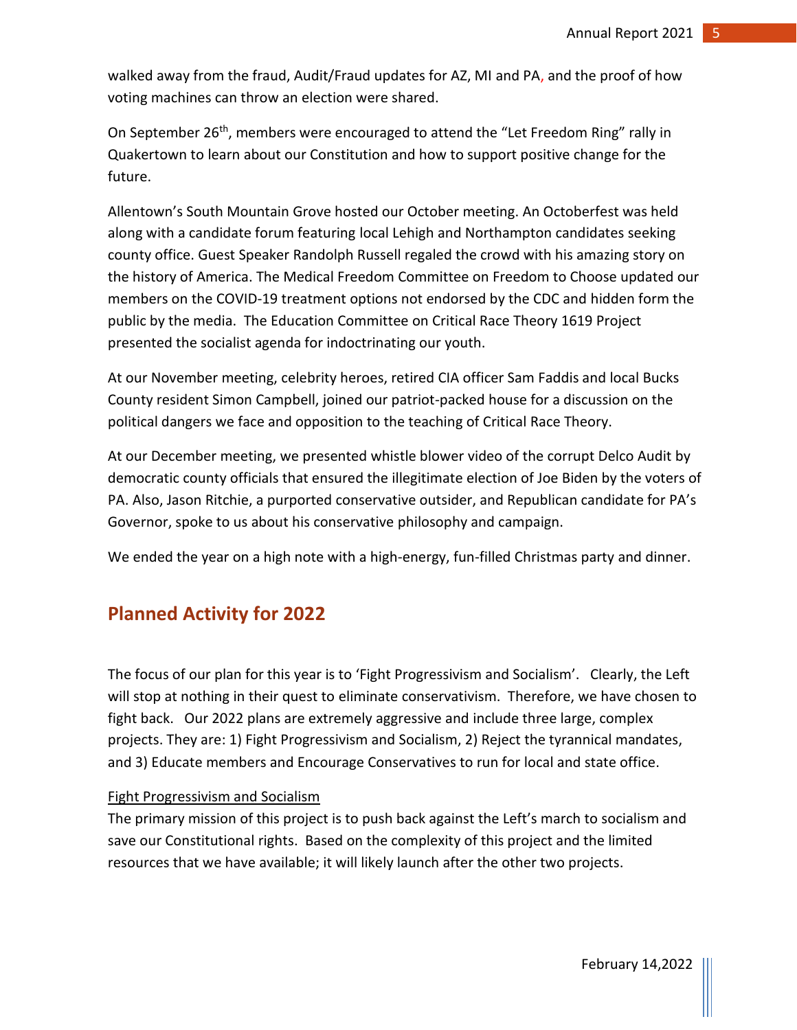walked away from the fraud, Audit/Fraud updates for AZ, MI and PA, and the proof of how voting machines can throw an election were shared.

On September 26th, members were encouraged to attend the "Let Freedom Ring" rally in Quakertown to learn about our Constitution and how to support positive change for the future.

Allentown's South Mountain Grove hosted our October meeting. An Octoberfest was held along with a candidate forum featuring local Lehigh and Northampton candidates seeking county office. Guest Speaker Randolph Russell regaled the crowd with his amazing story on the history of America. The Medical Freedom Committee on Freedom to Choose updated our members on the COVID-19 treatment options not endorsed by the CDC and hidden form the public by the media. The Education Committee on Critical Race Theory 1619 Project presented the socialist agenda for indoctrinating our youth.

At our November meeting, celebrity heroes, retired CIA officer Sam Faddis and local Bucks County resident Simon Campbell, joined our patriot-packed house for a discussion on the political dangers we face and opposition to the teaching of Critical Race Theory.

At our December meeting, we presented whistle blower video of the corrupt Delco Audit by democratic county officials that ensured the illegitimate election of Joe Biden by the voters of PA. Also, Jason Ritchie, a purported conservative outsider, and Republican candidate for PA's Governor, spoke to us about his conservative philosophy and campaign.

We ended the year on a high note with a high-energy, fun-filled Christmas party and dinner.

## Planned Activity for 2022

The focus of our plan for this year is to 'Fight Progressivism and Socialism'. Clearly, the Left will stop at nothing in their quest to eliminate conservativism. Therefore, we have chosen to fight back. Our 2022 plans are extremely aggressive and include three large, complex projects. They are: 1) Fight Progressivism and Socialism, 2) Reject the tyrannical mandates, and 3) Educate members and Encourage Conservatives to run for local and state office.

<u>Fight Progressivism and Socialism</u>

The primary mission of this project is to push back against the Left's march to socialism and save our Constitutional rights. Based on the complexity of this project and the limited resources that we have available; it will likely launch after the other two projects.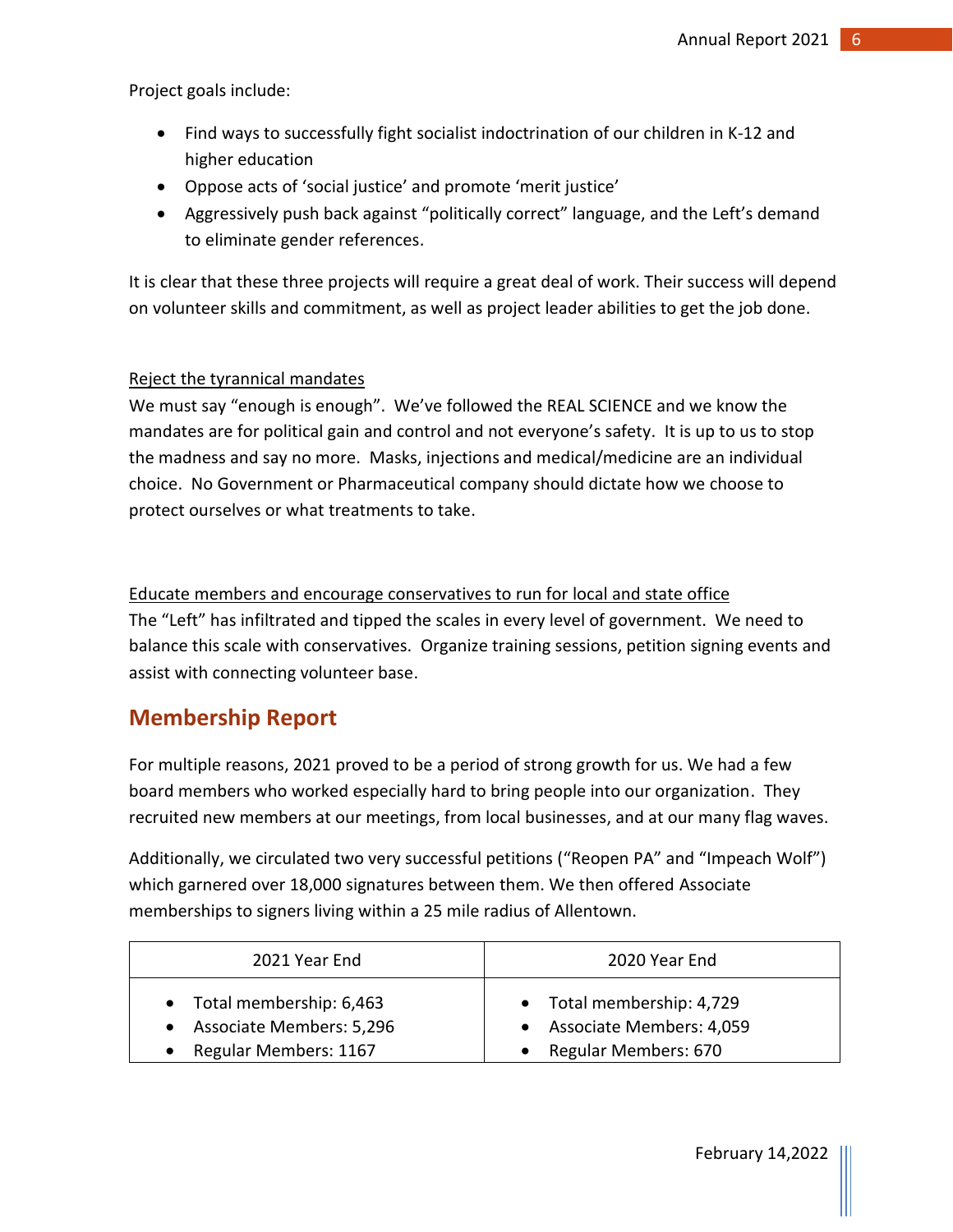Project goals include:

- Find ways to successfully fight socialist indoctrination of our children in K-12 and higher education
- Oppose acts of 'social justice' and promote 'merit justice'
- Aggressively push back against "politically correct" language, and the Left's demand to eliminate gender references.

It is clear that these three projects will require a great deal of work. Their success will depend on volunteer skills and commitment, as well as project leader abilities to get the job done.

<u>Reject the tyrannical mandates</u>

We must say "enough is enough". We've followed the REAL SCIENCE and we know the mandates are for political gain and control and not everyone's safety. It is up to us to stop the madness and say no more. Masks, injections and medical/medicine are an individual choice. No Government or Pharmaceutical company should dictate how we choose to protect ourselves or what treatments to take.

<u>Educate members and encourage conservatives to run for local and state office</u>

The "Left" has infiltrated and tipped the scales in every level of government. We need to balance this scale with conservatives. Organize training sessions, petition signing events and assist with connecting volunteer base.

## Membership Report

For multiple reasons, 2021 proved to be a period of strong growth for us. We had a few board members who worked especially hard to bring people into our organization. They recruited new members at our meetings, from local businesses, and at our many flag waves.

Additionally, we circulated two very successful petitions ("Reopen PA" and "Impeach Wolf") which garnered over 18,000 signatures between them. We then offered Associate memberships to signers living within a 25 mile radius of Allentown.

| 2021 Year End | 2020 Year End |
|---|---|
| • Total membership: 6,463<br>• Associate Members: 5,296<br>• Regular Members: 1167 | • Total membership: 4,729<br>• Associate Members: 4,059<br>• Regular Members: 670 |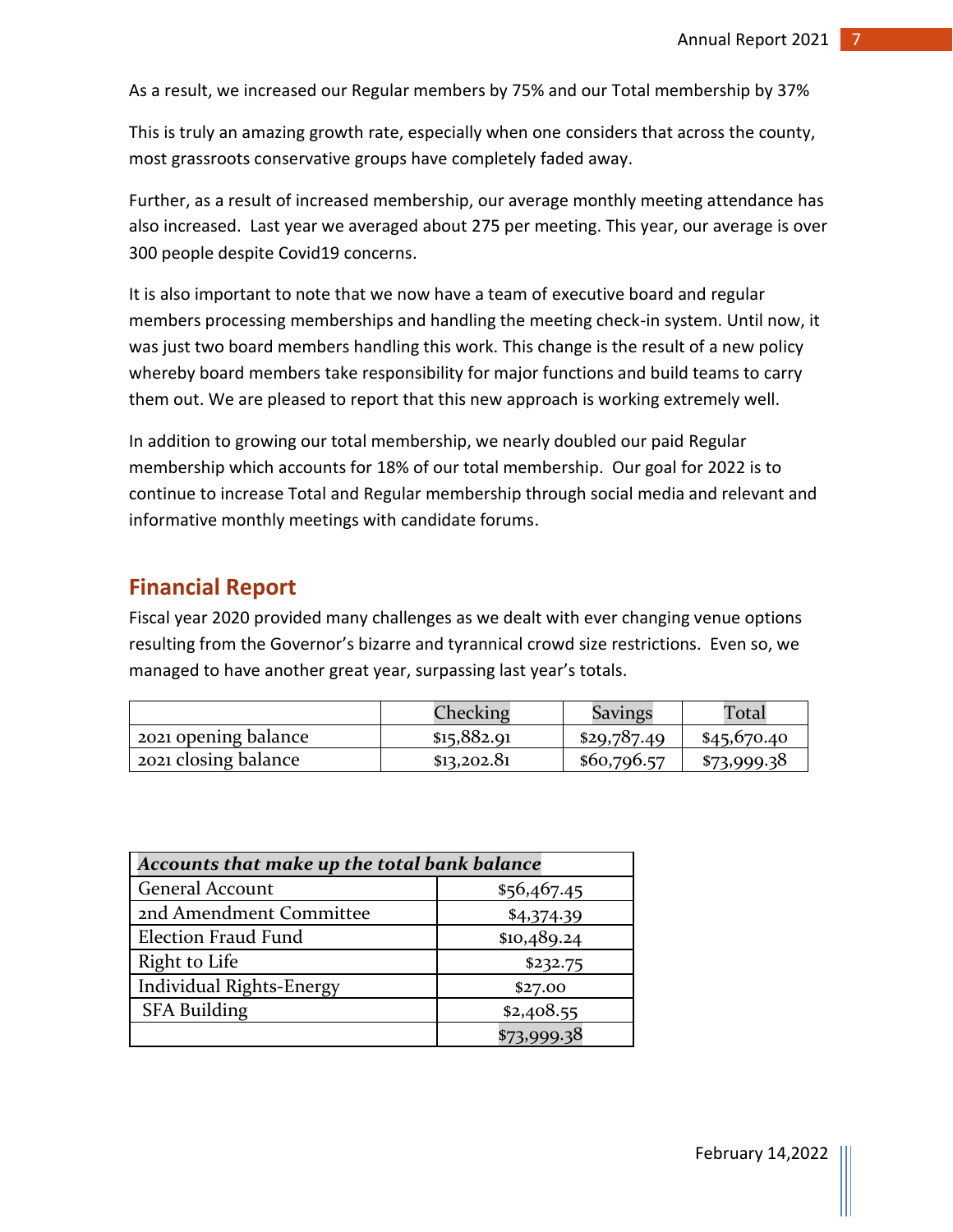As a result, we increased our Regular members by 75% and our Total membership by 37%

This is truly an amazing growth rate, especially when one considers that across the county, most grassroots conservative groups have completely faded away.

Further, as a result of increased membership, our average monthly meeting attendance has also increased. Last year we averaged about 275 per meeting. This year, our average is over 300 people despite Covid19 concerns.

It is also important to note that we now have a team of executive board and regular members processing memberships and handling the meeting check-in system. Until now, it was just two board members handling this work. This change is the result of a new policy whereby board members take responsibility for major functions and build teams to carry them out. We are pleased to report that this new approach is working extremely well.

In addition to growing our total membership, we nearly doubled our paid Regular membership which accounts for 18% of our total membership. Our goal for 2022 is to continue to increase Total and Regular membership through social media and relevant and informative monthly meetings with candidate forums.

## Financial Report

Fiscal year 2020 provided many challenges as we dealt with ever changing venue options resulting from the Governor's bizarre and tyrannical crowd size restrictions. Even so, we managed to have another great year, surpassing last year's totals.

| | Checking | Savings | Total |
|---|---|---|---|
| 2021 opening balance | $15,882.91 | $29,787.49 | $45,670.40 |
| 2021 closing balance | $13,202.81 | $60,796.57 | $73,999.38 |

| *Accounts that make up the total bank balance* | |
|---|---|
| General Account | $56,467.45 |
| 2nd Amendment Committee | $4,374.39 |
| Election Fraud Fund | $10,489.24 |
| Right to Life | $232.75 |
| Individual Rights-Energy | $27.00 |
| SFA Building | $2,408.55 |
| | $73,999.38 |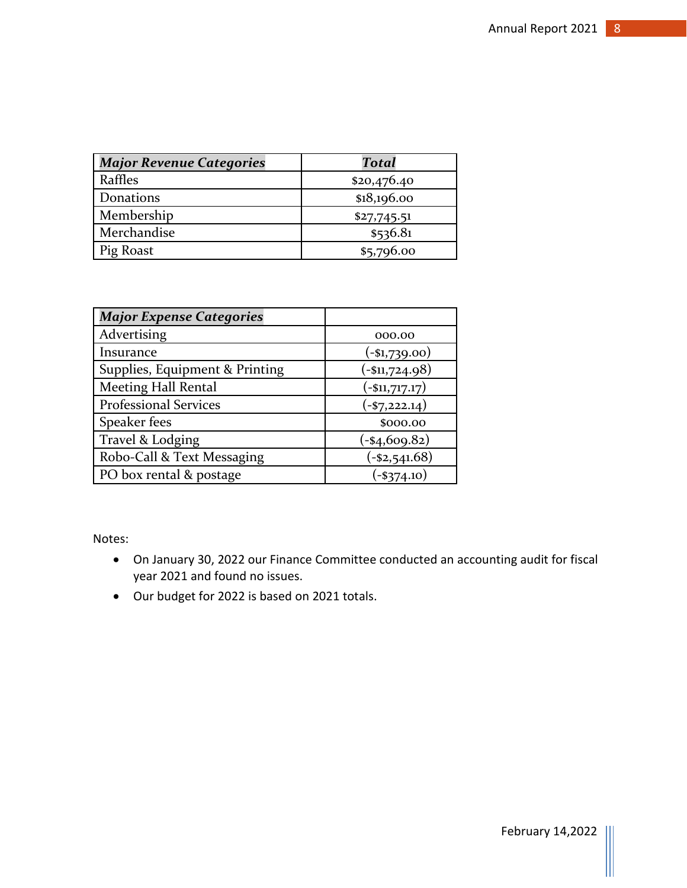| ***Major Revenue Categories*** | ***Total*** |
|---|---|
| Raffles | $20,476.40 |
| Donations | $18,196.00 |
| Membership | $27,745.51 |
| Merchandise | $536.81 |
| Pig Roast | $5,796.00 |

| ***Major Expense Categories*** | |
|---|---|
| Advertising | 000.00 |
| Insurance | (-$1,739.00) |
| Supplies, Equipment & Printing | (-$11,724.98) |
| Meeting Hall Rental | (-$11,717.17) |
| Professional Services | (-$7,222.14) |
| Speaker fees | $000.00 |
| Travel & Lodging | (-$4,609.82) |
| Robo-Call & Text Messaging | (-$2,541.68) |
| PO box rental & postage | (-$374.10) |

Notes:

- On January 30, 2022 our Finance Committee conducted an accounting audit for fiscal year 2021 and found no issues.
- Our budget for 2022 is based on 2021 totals.

February 14,2022